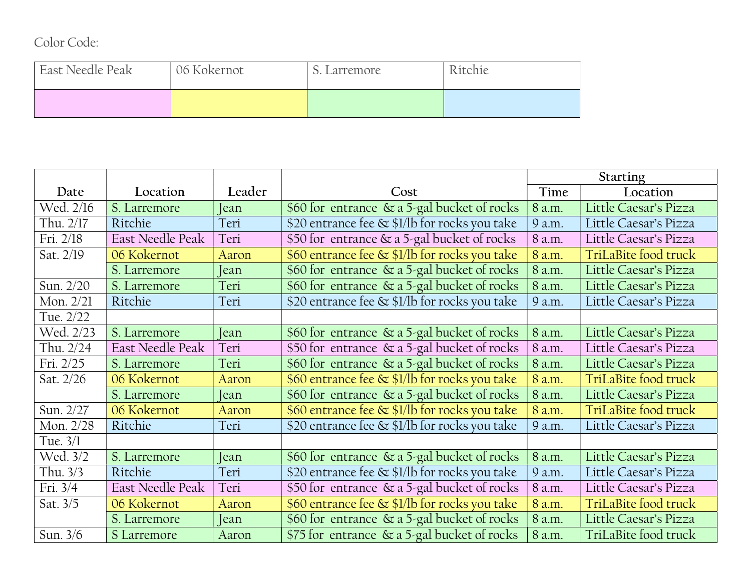Color Code:

| East Needle Peak | 06 Kokernot | S. Larremore | Ritchie |
|---|---|---|---|
| | | | |

| Date | Location | Leader | Cost | Starting | |
|---|---|---|---|---|---|
| | | | | Time | Location |
| Wed. 2/16 | S. Larremore | Jean | $60 for entrance & a 5-gal bucket of rocks | 8 a.m. | Little Caesar's Pizza |
| Thu. 2/17 | Ritchie | Teri | $20 entrance fee & $1/lb for rocks you take | 9 a.m. | Little Caesar's Pizza |
| Fri. 2/18 | East Needle Peak | Teri | $50 for entrance & a 5-gal bucket of rocks | 8 a.m. | Little Caesar's Pizza |
| Sat. 2/19 | 06 Kokernot | Aaron | $60 entrance fee & $1/lb for rocks you take | 8 a.m. | TriLaBite food truck |
| | S. Larremore | Jean | $60 for entrance & a 5-gal bucket of rocks | 8 a.m. | Little Caesar's Pizza |
| Sun. 2/20 | S. Larremore | Teri | $60 for entrance & a 5-gal bucket of rocks | 8 a.m. | Little Caesar's Pizza |
| Mon. 2/21 | Ritchie | Teri | $20 entrance fee & $1/lb for rocks you take | 9 a.m. | Little Caesar's Pizza |
| Tue. 2/22 | | | | | |
| Wed. 2/23 | S. Larremore | Jean | $60 for entrance & a 5-gal bucket of rocks | 8 a.m. | Little Caesar's Pizza |
| Thu. 2/24 | East Needle Peak | Teri | $50 for entrance & a 5-gal bucket of rocks | 8 a.m. | Little Caesar's Pizza |
| Fri. 2/25 | S. Larremore | Teri | $60 for entrance & a 5-gal bucket of rocks | 8 a.m. | Little Caesar's Pizza |
| Sat. 2/26 | 06 Kokernot | Aaron | $60 entrance fee & $1/lb for rocks you take | 8 a.m. | TriLaBite food truck |
| | S. Larremore | Jean | $60 for entrance & a 5-gal bucket of rocks | 8 a.m. | Little Caesar's Pizza |
| Sun. 2/27 | 06 Kokernot | Aaron | $60 entrance fee & $1/lb for rocks you take | 8 a.m. | TriLaBite food truck |
| Mon. 2/28 | Ritchie | Teri | $20 entrance fee & $1/lb for rocks you take | 9 a.m. | Little Caesar's Pizza |
| Tue. 3/1 | | | | | |
| Wed. 3/2 | S. Larremore | Jean | $60 for entrance & a 5-gal bucket of rocks | 8 a.m. | Little Caesar's Pizza |
| Thu. 3/3 | Ritchie | Teri | $20 entrance fee & $1/lb for rocks you take | 9 a.m. | Little Caesar's Pizza |
| Fri. 3/4 | East Needle Peak | Teri | $50 for entrance & a 5-gal bucket of rocks | 8 a.m. | Little Caesar's Pizza |
| Sat. 3/5 | 06 Kokernot | Aaron | $60 entrance fee & $1/lb for rocks you take | 8 a.m. | TriLaBite food truck |
| | S. Larremore | Jean | $60 for entrance & a 5-gal bucket of rocks | 8 a.m. | Little Caesar's Pizza |
| Sun. 3/6 | S Larremore | Aaron | $75 for entrance & a 5-gal bucket of rocks | 8 a.m. | TriLaBite food truck |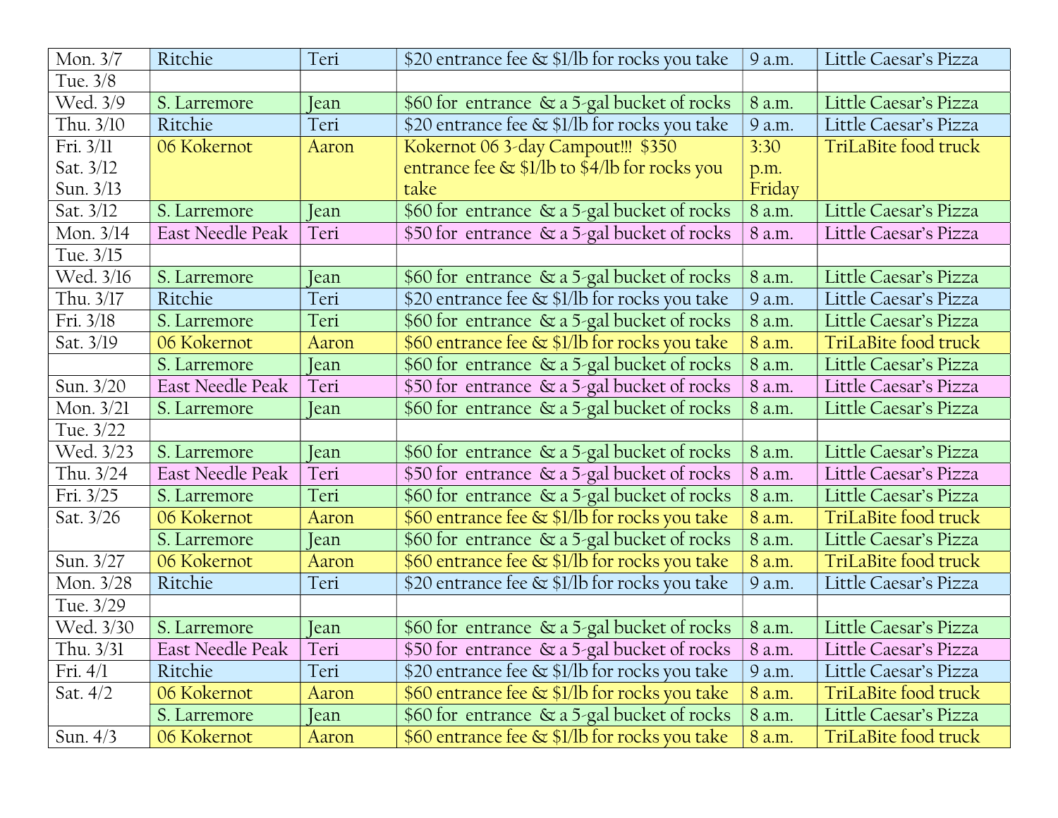| Mon. 3/7 | Ritchie | Teri | $20 entrance fee & $1/lb for rocks you take | 9 a.m. | Little Caesar's Pizza |
|---|---|---|---|---|---|
| Tue. 3/8 | | | | | |
| Wed. 3/9 | S. Larremore | Jean | $60 for entrance & a 5-gal bucket of rocks | 8 a.m. | Little Caesar's Pizza |
| Thu. 3/10 | Ritchie | Teri | $20 entrance fee & $1/lb for rocks you take | 9 a.m. | Little Caesar's Pizza |
| Fri. 3/11 Sat. 3/12 Sun. 3/13 | 06 Kokernot | Aaron | Kokernot 06 3-day Campout!!! $350 entrance fee & $1/lb to $4/lb for rocks you take | 3:30 p.m. Friday | TriLaBite food truck |
| Sat. 3/12 | S. Larremore | Jean | $60 for entrance & a 5-gal bucket of rocks | 8 a.m. | Little Caesar's Pizza |
| Mon. 3/14 | East Needle Peak | Teri | $50 for entrance & a 5-gal bucket of rocks | 8 a.m. | Little Caesar's Pizza |
| Tue. 3/15 | | | | | |
| Wed. 3/16 | S. Larremore | Jean | $60 for entrance & a 5-gal bucket of rocks | 8 a.m. | Little Caesar's Pizza |
| Thu. 3/17 | Ritchie | Teri | $20 entrance fee & $1/lb for rocks you take | 9 a.m. | Little Caesar's Pizza |
| Fri. 3/18 | S. Larremore | Teri | $60 for entrance & a 5-gal bucket of rocks | 8 a.m. | Little Caesar's Pizza |
| Sat. 3/19 | 06 Kokernot | Aaron | $60 entrance fee & $1/lb for rocks you take | 8 a.m. | TriLaBite food truck |
| | S. Larremore | Jean | $60 for entrance & a 5-gal bucket of rocks | 8 a.m. | Little Caesar's Pizza |
| Sun. 3/20 | East Needle Peak | Teri | $50 for entrance & a 5-gal bucket of rocks | 8 a.m. | Little Caesar's Pizza |
| Mon. 3/21 | S. Larremore | Jean | $60 for entrance & a 5-gal bucket of rocks | 8 a.m. | Little Caesar's Pizza |
| Tue. 3/22 | | | | | |
| Wed. 3/23 | S. Larremore | Jean | $60 for entrance & a 5-gal bucket of rocks | 8 a.m. | Little Caesar's Pizza |
| Thu. 3/24 | East Needle Peak | Teri | $50 for entrance & a 5-gal bucket of rocks | 8 a.m. | Little Caesar's Pizza |
| Fri. 3/25 | S. Larremore | Teri | $60 for entrance & a 5-gal bucket of rocks | 8 a.m. | Little Caesar's Pizza |
| Sat. 3/26 | 06 Kokernot | Aaron | $60 entrance fee & $1/lb for rocks you take | 8 a.m. | TriLaBite food truck |
| | S. Larremore | Jean | $60 for entrance & a 5-gal bucket of rocks | 8 a.m. | Little Caesar's Pizza |
| Sun. 3/27 | 06 Kokernot | Aaron | $60 entrance fee & $1/lb for rocks you take | 8 a.m. | TriLaBite food truck |
| Mon. 3/28 | Ritchie | Teri | $20 entrance fee & $1/lb for rocks you take | 9 a.m. | Little Caesar's Pizza |
| Tue. 3/29 | | | | | |
| Wed. 3/30 | S. Larremore | Jean | $60 for entrance & a 5-gal bucket of rocks | 8 a.m. | Little Caesar's Pizza |
| Thu. 3/31 | East Needle Peak | Teri | $50 for entrance & a 5-gal bucket of rocks | 8 a.m. | Little Caesar's Pizza |
| Fri. 4/1 | Ritchie | Teri | $20 entrance fee & $1/lb for rocks you take | 9 a.m. | Little Caesar's Pizza |
| Sat. 4/2 | 06 Kokernot | Aaron | $60 entrance fee & $1/lb for rocks you take | 8 a.m. | TriLaBite food truck |
| | S. Larremore | Jean | $60 for entrance & a 5-gal bucket of rocks | 8 a.m. | Little Caesar's Pizza |
| Sun. 4/3 | 06 Kokernot | Aaron | $60 entrance fee & $1/lb for rocks you take | 8 a.m. | TriLaBite food truck |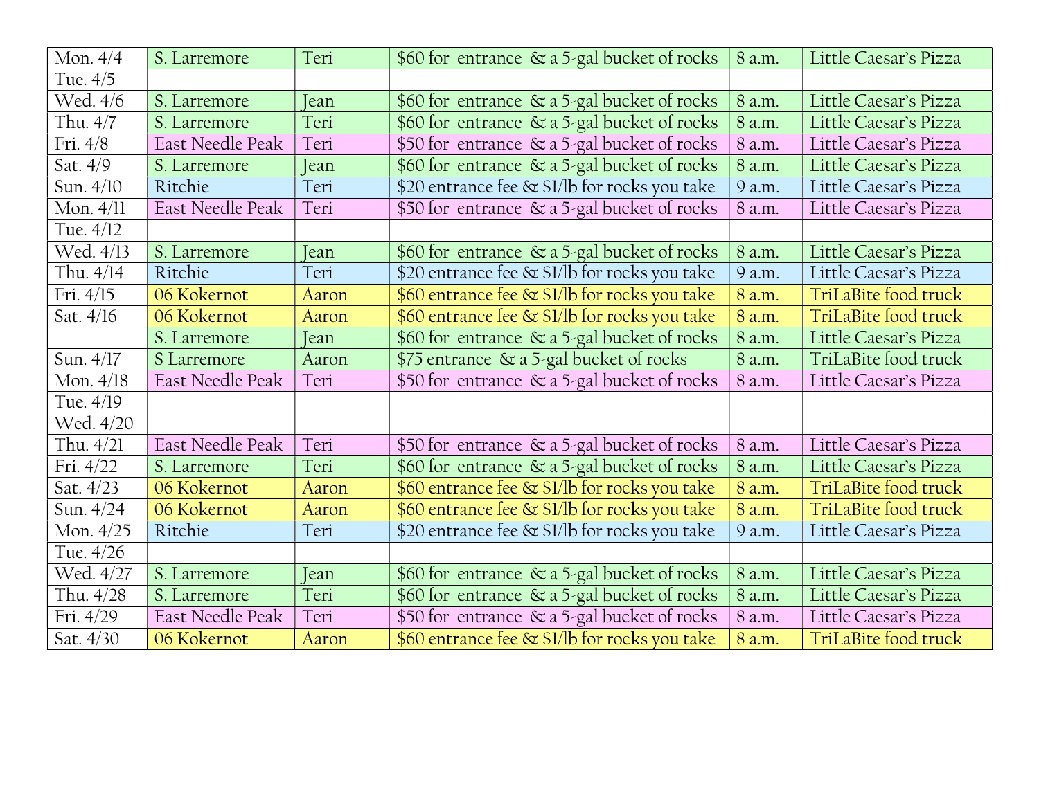| | | | | | |
|---|---|---|---|---|---|
| Mon. 4/4 | S. Larremore | Teri | $60 for entrance & a 5-gal bucket of rocks | 8 a.m. | Little Caesar's Pizza |
| Tue. 4/5 | | | | | |
| Wed. 4/6 | S. Larremore | Jean | $60 for entrance & a 5-gal bucket of rocks | 8 a.m. | Little Caesar's Pizza |
| Thu. 4/7 | S. Larremore | Teri | $60 for entrance & a 5-gal bucket of rocks | 8 a.m. | Little Caesar's Pizza |
| Fri. 4/8 | East Needle Peak | Teri | $50 for entrance & a 5-gal bucket of rocks | 8 a.m. | Little Caesar's Pizza |
| Sat. 4/9 | S. Larremore | Jean | $60 for entrance & a 5-gal bucket of rocks | 8 a.m. | Little Caesar's Pizza |
| Sun. 4/10 | Ritchie | Teri | $20 entrance fee & $1/lb for rocks you take | 9 a.m. | Little Caesar's Pizza |
| Mon. 4/11 | East Needle Peak | Teri | $50 for entrance & a 5-gal bucket of rocks | 8 a.m. | Little Caesar's Pizza |
| Tue. 4/12 | | | | | |
| Wed. 4/13 | S. Larremore | Jean | $60 for entrance & a 5-gal bucket of rocks | 8 a.m. | Little Caesar's Pizza |
| Thu. 4/14 | Ritchie | Teri | $20 entrance fee & $1/lb for rocks you take | 9 a.m. | Little Caesar's Pizza |
| Fri. 4/15 | 06 Kokernot | Aaron | $60 entrance fee & $1/lb for rocks you take | 8 a.m. | TriLaBite food truck |
| Sat. 4/16 | 06 Kokernot | Aaron | $60 entrance fee & $1/lb for rocks you take | 8 a.m. | TriLaBite food truck |
| | S. Larremore | Jean | $60 for entrance & a 5-gal bucket of rocks | 8 a.m. | Little Caesar's Pizza |
| Sun. 4/17 | S Larremore | Aaron | $75 entrance & a 5-gal bucket of rocks | 8 a.m. | TriLaBite food truck |
| Mon. 4/18 | East Needle Peak | Teri | $50 for entrance & a 5-gal bucket of rocks | 8 a.m. | Little Caesar's Pizza |
| Tue. 4/19 | | | | | |
| Wed. 4/20 | | | | | |
| Thu. 4/21 | East Needle Peak | Teri | $50 for entrance & a 5-gal bucket of rocks | 8 a.m. | Little Caesar's Pizza |
| Fri. 4/22 | S. Larremore | Teri | $60 for entrance & a 5-gal bucket of rocks | 8 a.m. | Little Caesar's Pizza |
| Sat. 4/23 | 06 Kokernot | Aaron | $60 entrance fee & $1/lb for rocks you take | 8 a.m. | TriLaBite food truck |
| Sun. 4/24 | 06 Kokernot | Aaron | $60 entrance fee & $1/lb for rocks you take | 8 a.m. | TriLaBite food truck |
| Mon. 4/25 | Ritchie | Teri | $20 entrance fee & $1/lb for rocks you take | 9 a.m. | Little Caesar's Pizza |
| Tue. 4/26 | | | | | |
| Wed. 4/27 | S. Larremore | Jean | $60 for entrance & a 5-gal bucket of rocks | 8 a.m. | Little Caesar's Pizza |
| Thu. 4/28 | S. Larremore | Teri | $60 for entrance & a 5-gal bucket of rocks | 8 a.m. | Little Caesar's Pizza |
| Fri. 4/29 | East Needle Peak | Teri | $50 for entrance & a 5-gal bucket of rocks | 8 a.m. | Little Caesar's Pizza |
| Sat. 4/30 | 06 Kokernot | Aaron | $60 entrance fee & $1/lb for rocks you take | 8 a.m. | TriLaBite food truck |